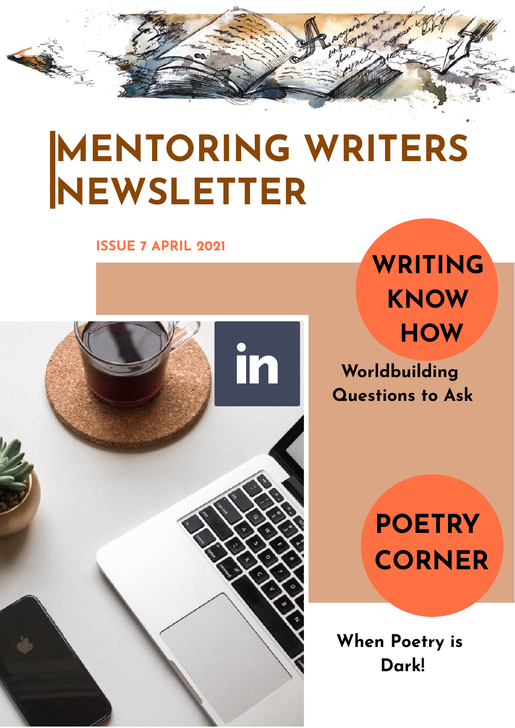# MENTORING WRITERS NEWSLETTER

**ISSUE 7 APRIL 2021**

## WRITING KNOW HOW

**Worldbuilding Questions to Ask**

## POETRY CORNER

**When Poetry is Dark!**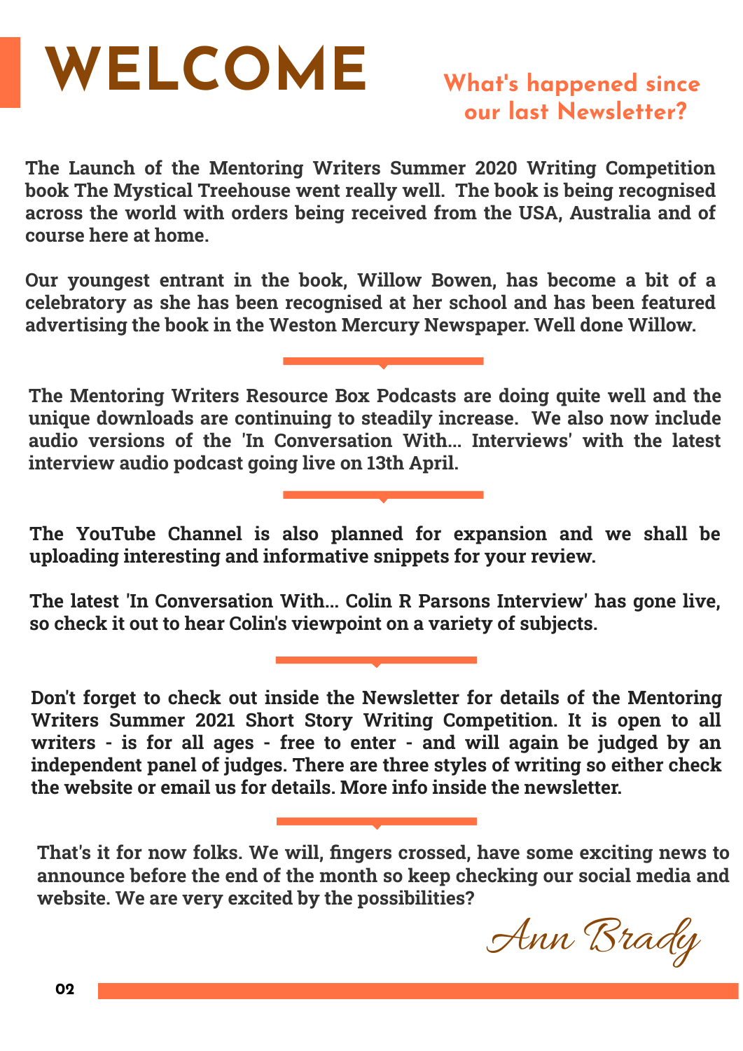# WELCOME

## What's happened since our last Newsletter?

**The Launch of the Mentoring Writers Summer 2020 Writing Competition book The Mystical Treehouse went really well. The book is being recognised across the world with orders being received from the USA, Australia and of course here at home.**

**Our youngest entrant in the book, Willow Bowen, has become a bit of a celebratory as she has been recognised at her school and has been featured advertising the book in the Weston Mercury Newspaper. Well done Willow.**

**The Mentoring Writers Resource Box Podcasts are doing quite well and the unique downloads are continuing to steadily increase. We also now include audio versions of the 'In Conversation With... Interviews' with the latest interview audio podcast going live on 13th April.**

**The YouTube Channel is also planned for expansion and we shall be uploading interesting and informative snippets for your review.**

**The latest 'In Conversation With... Colin R Parsons Interview' has gone live, so check it out to hear Colin's viewpoint on a variety of subjects.**

**Don't forget to check out inside the Newsletter for details of the Mentoring Writers Summer 2021 Short Story Writing Competition. It is open to all writers - is for all ages - free to enter - and will again be judged by an independent panel of judges. There are three styles of writing so either check the website or email us for details. More info inside the newsletter.**

**That's it for now folks. We will, fingers crossed, have some exciting news to announce before the end of the month so keep checking our social media and website. We are very excited by the possibilities?**

*Ann Brady*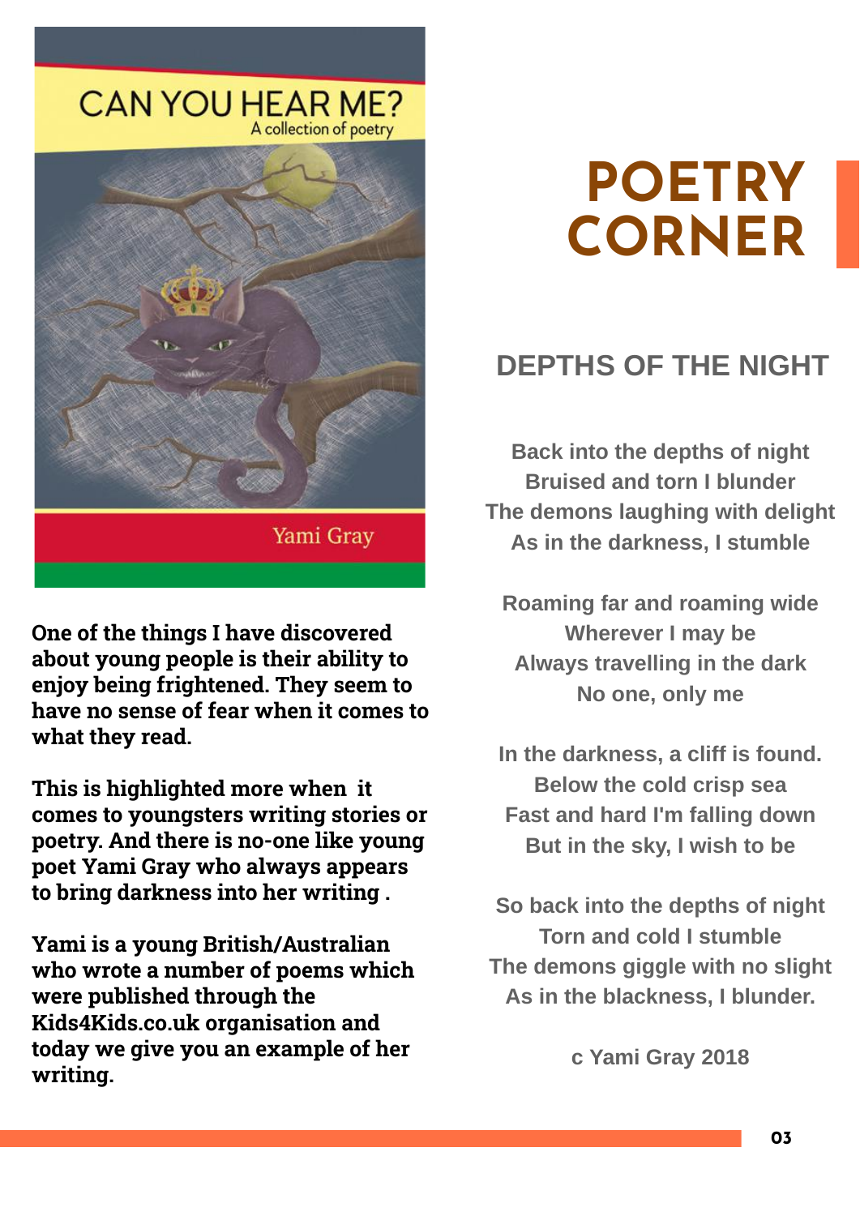# POETRY CORNER

One of the things I have discovered about young people is their ability to enjoy being frightened. They seem to have no sense of fear when it comes to what they read.

This is highlighted more when it comes to youngsters writing stories or poetry. And there is no-one like young poet Yami Gray who always appears to bring darkness into her writing .

Yami is a young British/Australian who wrote a number of poems which were published through the Kids4Kids.co.uk organisation and today we give you an example of her writing.

## DEPTHS OF THE NIGHT

Back into the depths of night
Bruised and torn I blunder
The demons laughing with delight
As in the darkness, I stumble

Roaming far and roaming wide
Wherever I may be
Always travelling in the dark
No one, only me

In the darkness, a cliff is found.
Below the cold crisp sea
Fast and hard I'm falling down
But in the sky, I wish to be

So back into the depths of night
Torn and cold I stumble
The demons giggle with no slight
As in the blackness, I blunder.

c Yami Gray 2018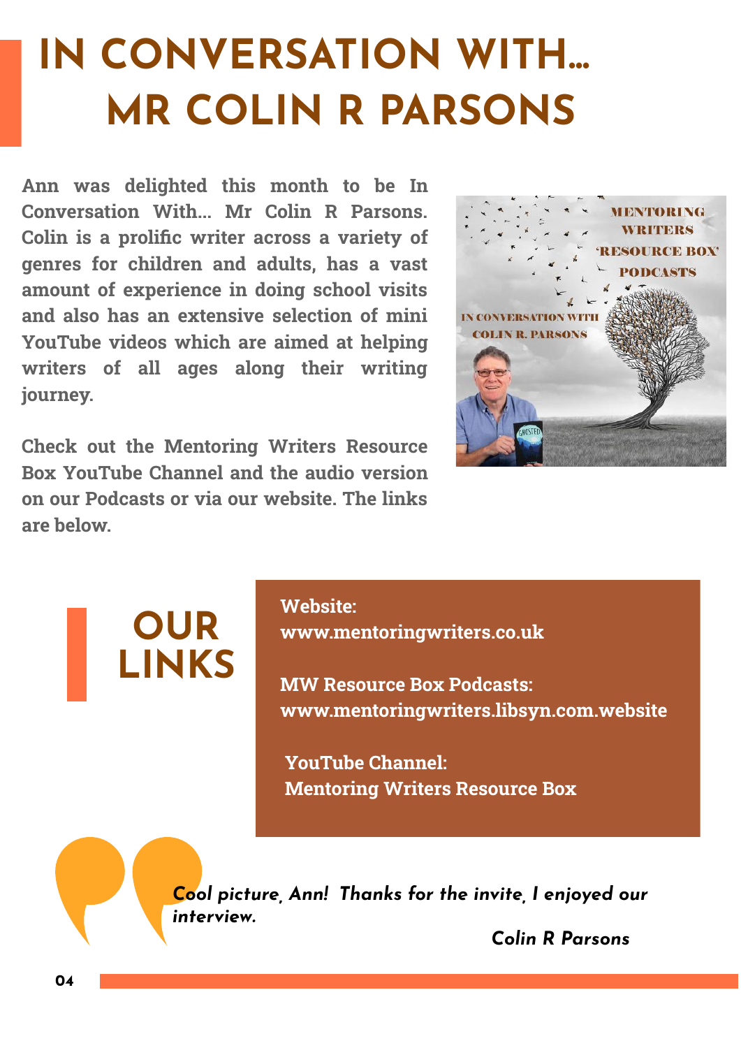# IN CONVERSATION WITH... MR COLIN R PARSONS

**Ann was delighted this month to be In Conversation With... Mr Colin R Parsons. Colin is a prolific writer across a variety of genres for children and adults, has a vast amount of experience in doing school visits and also has an extensive selection of mini YouTube videos which are aimed at helping writers of all ages along their writing journey.**

**Check out the Mentoring Writers Resource Box YouTube Channel and the audio version on our Podcasts or via our website. The links are below.**

## OUR LINKS

**Website:**
**www.mentoringwriters.co.uk**

**MW Resource Box Podcasts:**
**www.mentoringwriters.libsyn.com.website**

**YouTube Channel:**
**Mentoring Writers Resource Box**

***Cool picture, Ann! Thanks for the invite, I enjoyed our interview.***

***Colin R Parsons***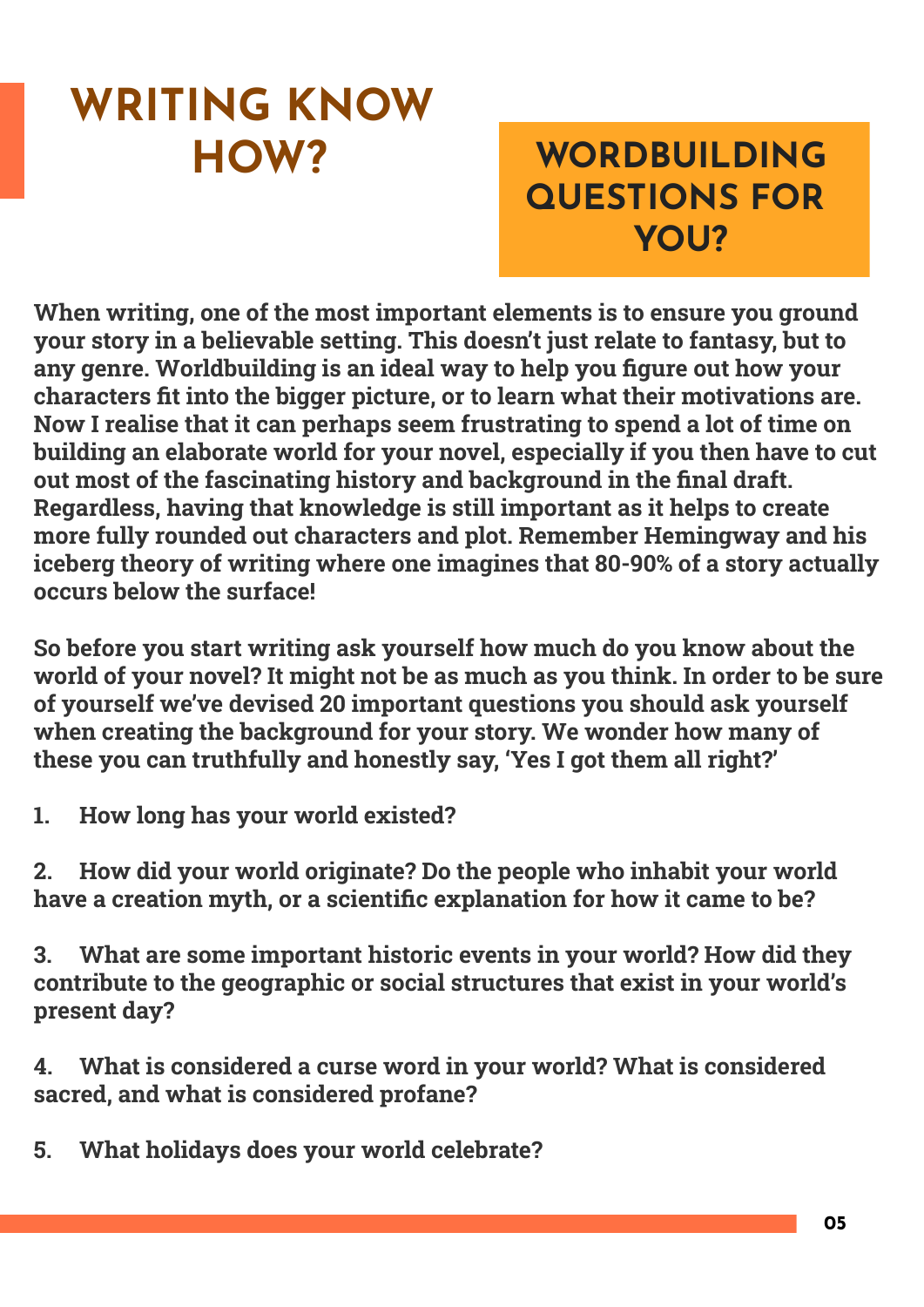# WRITING KNOW HOW?

## WORDBUILDING QUESTIONS FOR YOU?

**When writing, one of the most important elements is to ensure you ground your story in a believable setting. This doesn't just relate to fantasy, but to any genre. Worldbuilding is an ideal way to help you figure out how your characters fit into the bigger picture, or to learn what their motivations are. Now I realise that it can perhaps seem frustrating to spend a lot of time on building an elaborate world for your novel, especially if you then have to cut out most of the fascinating history and background in the final draft. Regardless, having that knowledge is still important as it helps to create more fully rounded out characters and plot. Remember Hemingway and his iceberg theory of writing where one imagines that 80-90% of a story actually occurs below the surface!**

**So before you start writing ask yourself how much do you know about the world of your novel? It might not be as much as you think. In order to be sure of yourself we've devised 20 important questions you should ask yourself when creating the background for your story. We wonder how many of these you can truthfully and honestly say, 'Yes I got them all right?'**

1. **How long has your world existed?**

2. **How did your world originate? Do the people who inhabit your world have a creation myth, or a scientific explanation for how it came to be?**

3. **What are some important historic events in your world? How did they contribute to the geographic or social structures that exist in your world's present day?**

4. **What is considered a curse word in your world? What is considered sacred, and what is considered profane?**

5. **What holidays does your world celebrate?**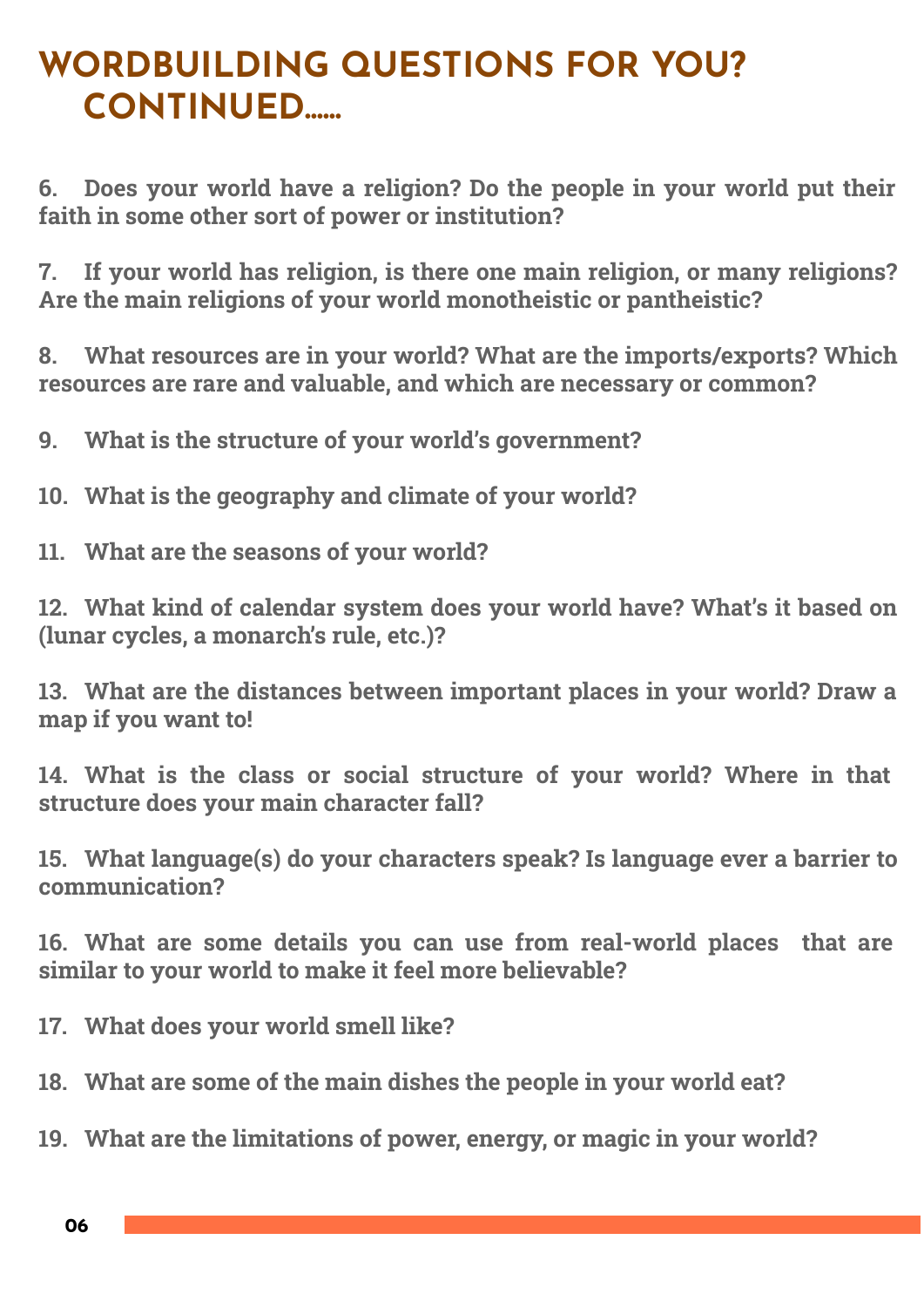# WORDBUILDING QUESTIONS FOR YOU? CONTINUED......

**6. Does your world have a religion? Do the people in your world put their faith in some other sort of power or institution?**

**7. If your world has religion, is there one main religion, or many religions? Are the main religions of your world monotheistic or pantheistic?**

**8. What resources are in your world? What are the imports/exports? Which resources are rare and valuable, and which are necessary or common?**

**9. What is the structure of your world's government?**

**10. What is the geography and climate of your world?**

**11. What are the seasons of your world?**

**12. What kind of calendar system does your world have? What's it based on (lunar cycles, a monarch's rule, etc.)?**

**13. What are the distances between important places in your world? Draw a map if you want to!**

**14. What is the class or social structure of your world? Where in that structure does your main character fall?**

**15. What language(s) do your characters speak? Is language ever a barrier to communication?**

**16. What are some details you can use from real-world places that are similar to your world to make it feel more believable?**

**17. What does your world smell like?**

**18. What are some of the main dishes the people in your world eat?**

**19. What are the limitations of power, energy, or magic in your world?**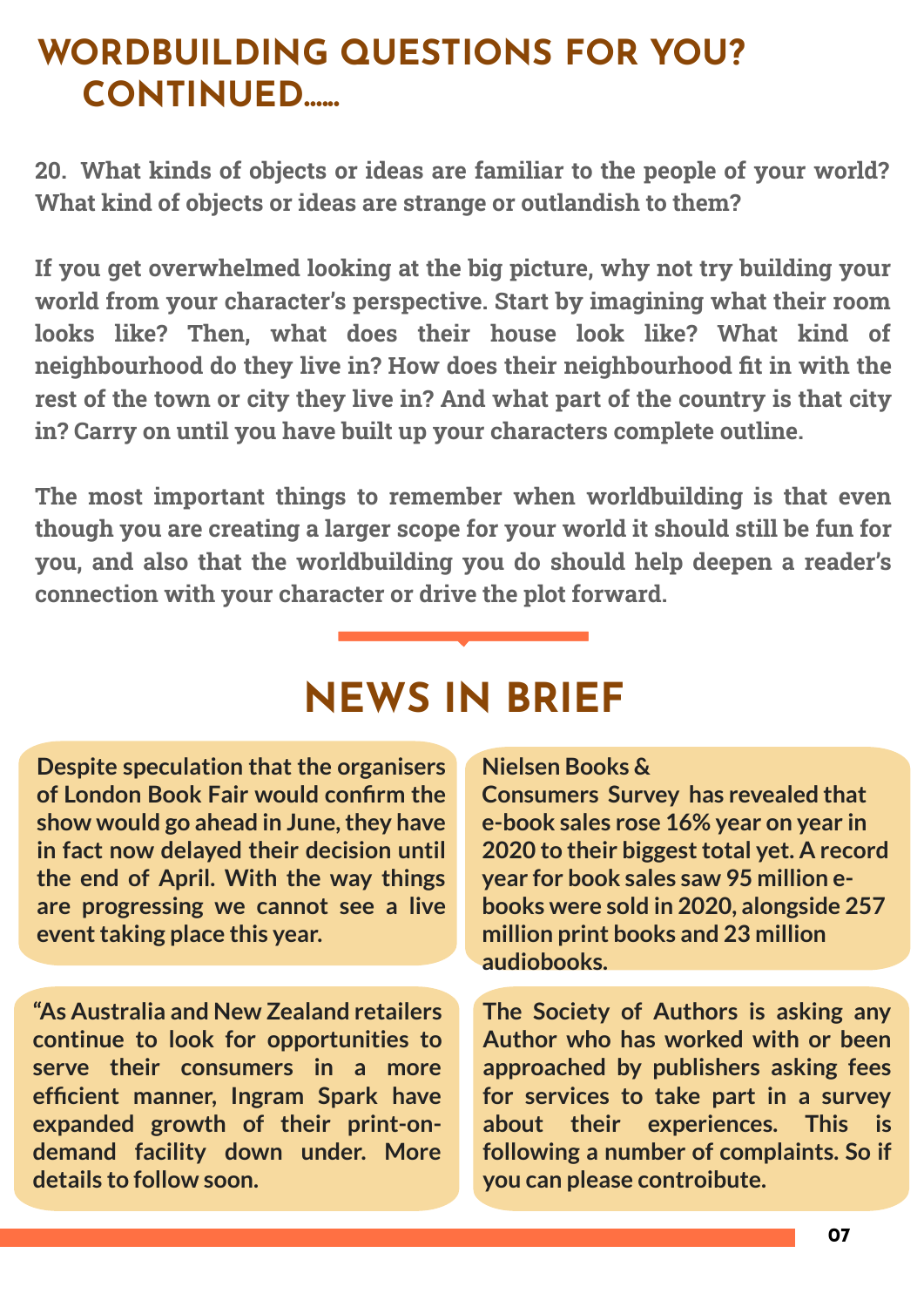# WORDBUILDING QUESTIONS FOR YOU? CONTINUED......

**20. What kinds of objects or ideas are familiar to the people of your world? What kind of objects or ideas are strange or outlandish to them?**

**If you get overwhelmed looking at the big picture, why not try building your world from your character's perspective. Start by imagining what their room looks like? Then, what does their house look like? What kind of neighbourhood do they live in? How does their neighbourhood fit in with the rest of the town or city they live in? And what part of the country is that city in? Carry on until you have built up your characters complete outline.**

**The most important things to remember when worldbuilding is that even though you are creating a larger scope for your world it should still be fun for you, and also that the worldbuilding you do should help deepen a reader's connection with your character or drive the plot forward.**

# NEWS IN BRIEF

**Despite speculation that the organisers of London Book Fair would confirm the show would go ahead in June, they have in fact now delayed their decision until the end of April. With the way things are progressing we cannot see a live event taking place this year.**

**Nielsen Books & Consumers Survey has revealed that e-book sales rose 16% year on year in 2020 to their biggest total yet. A record year for book sales saw 95 million e-books were sold in 2020, alongside 257 million print books and 23 million audiobooks.**

**"As Australia and New Zealand retailers continue to look for opportunities to serve their consumers in a more efficient manner, Ingram Spark have expanded growth of their print-on-demand facility down under. More details to follow soon.**

**The Society of Authors is asking any Author who has worked with or been approached by publishers asking fees for services to take part in a survey about their experiences. This is following a number of complaints. So if you can please controibute.**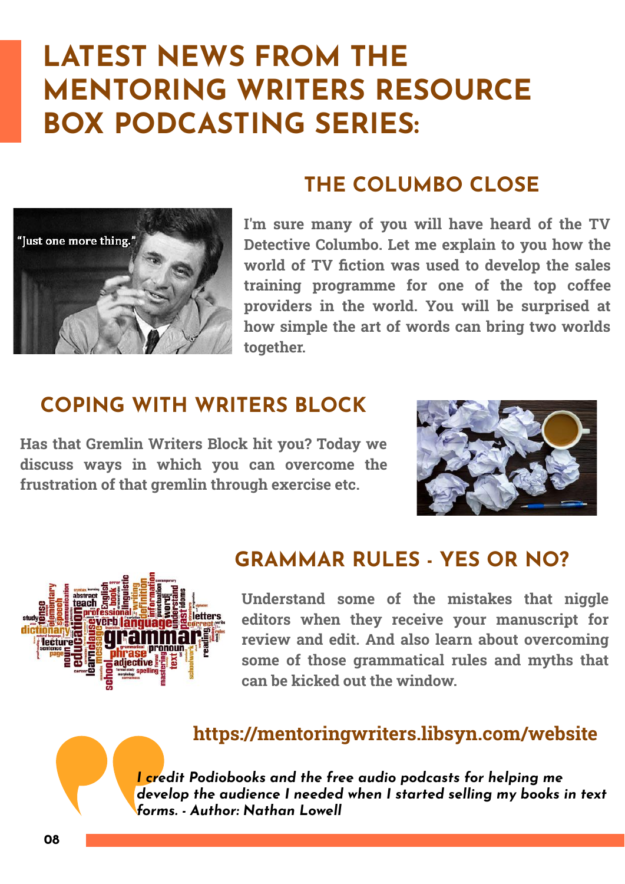# LATEST NEWS FROM THE MENTORING WRITERS RESOURCE BOX PODCASTING SERIES:

## THE COLUMBO CLOSE

**I'm sure many of you will have heard of the TV Detective Columbo. Let me explain to you how the world of TV fiction was used to develop the sales training programme for one of the top coffee providers in the world. You will be surprised at how simple the art of words can bring two worlds together.**

## COPING WITH WRITERS BLOCK

**Has that Gremlin Writers Block hit you? Today we discuss ways in which you can overcome the frustration of that gremlin through exercise etc.**

## GRAMMAR RULES - YES OR NO?

**Understand some of the mistakes that niggle editors when they receive your manuscript for review and edit. And also learn about overcoming some of those grammatical rules and myths that can be kicked out the window.**

**https://mentoringwriters.libsyn.com/website**

> ***I credit Podiobooks and the free audio podcasts for helping me develop the audience I needed when I started selling my books in text forms. - Author: Nathan Lowell***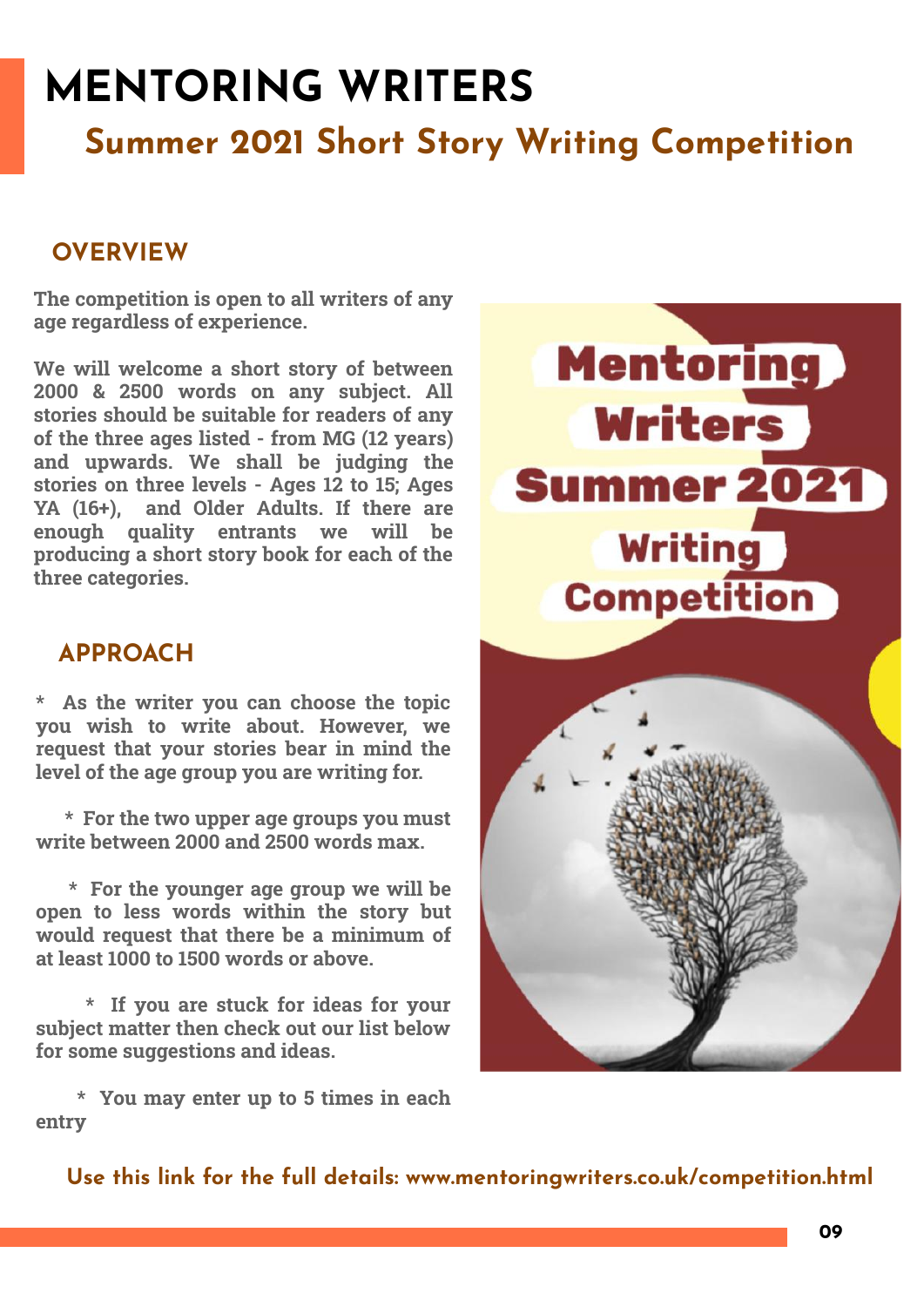# MENTORING WRITERS

## Summer 2021 Short Story Writing Competition

### OVERVIEW

**The competition is open to all writers of any age regardless of experience.**

**We will welcome a short story of between 2000 & 2500 words on any subject. All stories should be suitable for readers of any of the three ages listed - from MG (12 years) and upwards. We shall be judging the stories on three levels - Ages 12 to 15; Ages YA (16+), and Older Adults. If there are enough quality entrants we will be producing a short story book for each of the three categories.**

### APPROACH

**\* As the writer you can choose the topic you wish to write about. However, we request that your stories bear in mind the level of the age group you are writing for.**

**\* For the two upper age groups you must write between 2000 and 2500 words max.**

**\* For the younger age group we will be open to less words within the story but would request that there be a minimum of at least 1000 to 1500 words or above.**

**\* If you are stuck for ideas for your subject matter then check out our list below for some suggestions and ideas.**

**\* You may enter up to 5 times in each entry**

Mentoring Writers Summer 2021 Writing Competition

**Use this link for the full details: www.mentoringwriters.co.uk/competition.html**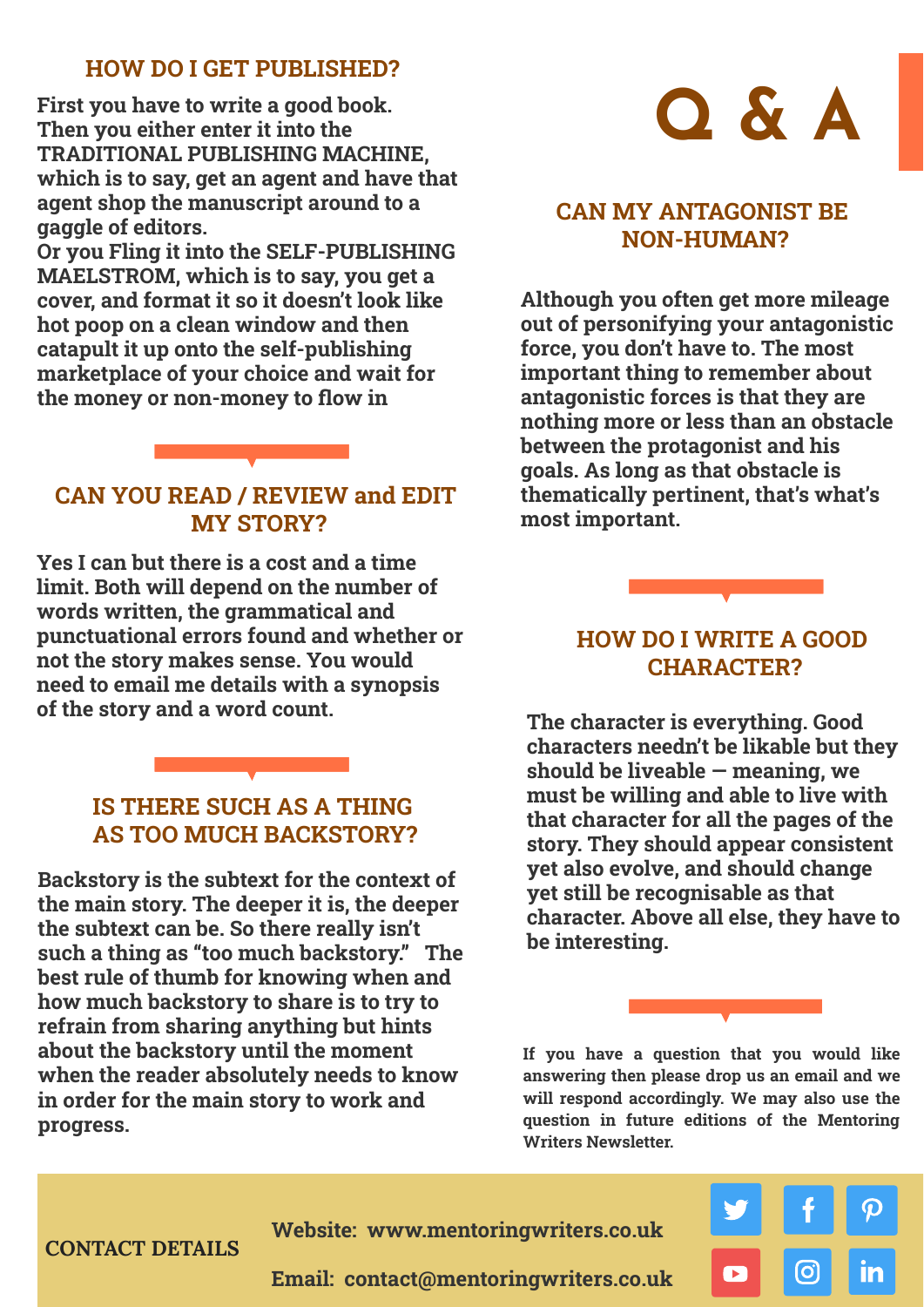# Q & A

## HOW DO I GET PUBLISHED?

First you have to write a good book. Then you either enter it into the TRADITIONAL PUBLISHING MACHINE, which is to say, get an agent and have that agent shop the manuscript around to a gaggle of editors.
Or you Fling it into the SELF-PUBLISHING MAELSTROM, which is to say, you get a cover, and format it so it doesn't look like hot poop on a clean window and then catapult it up onto the self-publishing marketplace of your choice and wait for the money or non-money to flow in

## CAN YOU READ / REVIEW and EDIT MY STORY?

Yes I can but there is a cost and a time limit. Both will depend on the number of words written, the grammatical and punctuational errors found and whether or not the story makes sense. You would need to email me details with a synopsis of the story and a word count.

## IS THERE SUCH AS A THING AS TOO MUCH BACKSTORY?

Backstory is the subtext for the context of the main story. The deeper it is, the deeper the subtext can be. So there really isn't such a thing as "too much backstory." The best rule of thumb for knowing when and how much backstory to share is to try to refrain from sharing anything but hints about the backstory until the moment when the reader absolutely needs to know in order for the main story to work and progress.

## CAN MY ANTAGONIST BE NON-HUMAN?

Although you often get more mileage out of personifying your antagonistic force, you don't have to. The most important thing to remember about antagonistic forces is that they are nothing more or less than an obstacle between the protagonist and his goals. As long as that obstacle is thematically pertinent, that's what's most important.

## HOW DO I WRITE A GOOD CHARACTER?

The character is everything. Good characters needn't be likable but they should be liveable — meaning, we must be willing and able to live with that character for all the pages of the story. They should appear consistent yet also evolve, and should change yet still be recognisable as that character. Above all else, they have to be interesting.

If you have a question that you would like answering then please drop us an email and we will respond accordingly. We may also use the question in future editions of the Mentoring Writers Newsletter.

CONTACT DETAILS

Website: www.mentoringwriters.co.uk

Email: contact@mentoringwriters.co.uk